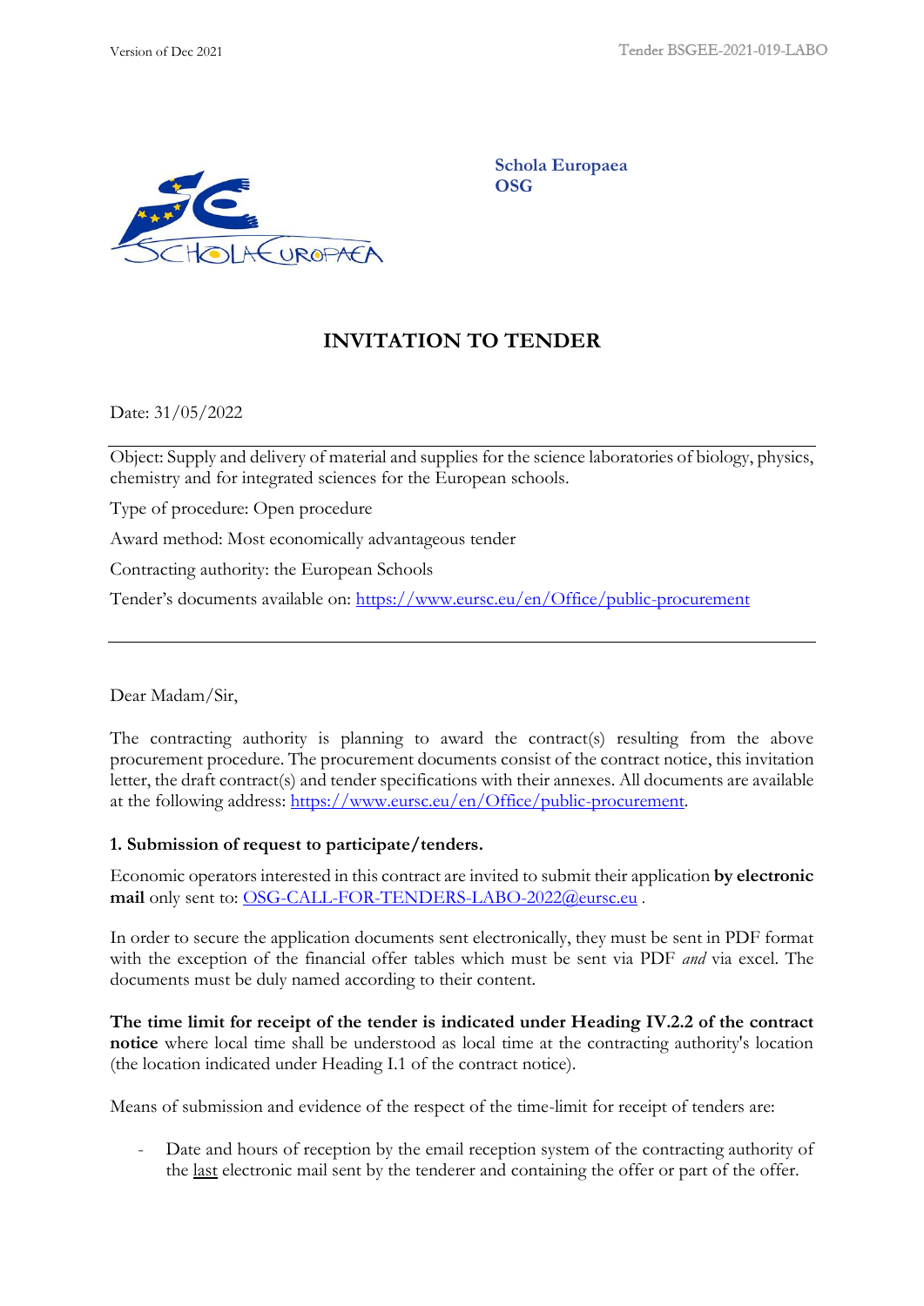Schola Europaea
OSG

# INVITATION TO TENDER

Date: 31/05/2022

---

Object: Supply and delivery of material and supplies for the science laboratories of biology, physics, chemistry and for integrated sciences for the European schools.

Type of procedure: Open procedure

Award method: Most economically advantageous tender

Contracting authority: the European Schools

Tender's documents available on: https://www.eursc.eu/en/Office/public-procurement

---

Dear Madam/Sir,

The contracting authority is planning to award the contract(s) resulting from the above procurement procedure. The procurement documents consist of the contract notice, this invitation letter, the draft contract(s) and tender specifications with their annexes. All documents are available at the following address: https://www.eursc.eu/en/Office/public-procurement.

### 1. Submission of request to participate/tenders.

Economic operators interested in this contract are invited to submit their application **by electronic mail** only sent to: OSG-CALL-FOR-TENDERS-LABO-2022@eursc.eu .

In order to secure the application documents sent electronically, they must be sent in PDF format with the exception of the financial offer tables which must be sent via PDF *and* via excel. The documents must be duly named according to their content.

**The time limit for receipt of the tender is indicated under Heading IV.2.2 of the contract notice** where local time shall be understood as local time at the contracting authority's location (the location indicated under Heading I.1 of the contract notice).

Means of submission and evidence of the respect of the time-limit for receipt of tenders are:

- Date and hours of reception by the email reception system of the contracting authority of the last electronic mail sent by the tenderer and containing the offer or part of the offer.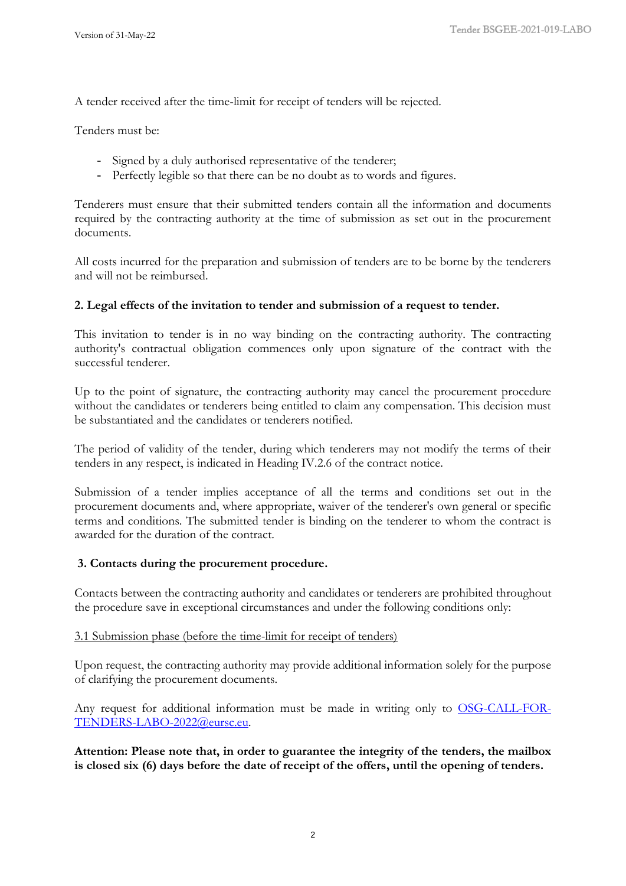A tender received after the time-limit for receipt of tenders will be rejected.

Tenders must be:

- Signed by a duly authorised representative of the tenderer;
- Perfectly legible so that there can be no doubt as to words and figures.

Tenderers must ensure that their submitted tenders contain all the information and documents required by the contracting authority at the time of submission as set out in the procurement documents.

All costs incurred for the preparation and submission of tenders are to be borne by the tenderers and will not be reimbursed.

**2. Legal effects of the invitation to tender and submission of a request to tender.**

This invitation to tender is in no way binding on the contracting authority. The contracting authority's contractual obligation commences only upon signature of the contract with the successful tenderer.

Up to the point of signature, the contracting authority may cancel the procurement procedure without the candidates or tenderers being entitled to claim any compensation. This decision must be substantiated and the candidates or tenderers notified.

The period of validity of the tender, during which tenderers may not modify the terms of their tenders in any respect, is indicated in Heading IV.2.6 of the contract notice.

Submission of a tender implies acceptance of all the terms and conditions set out in the procurement documents and, where appropriate, waiver of the tenderer's own general or specific terms and conditions. The submitted tender is binding on the tenderer to whom the contract is awarded for the duration of the contract.

**3. Contacts during the procurement procedure.**

Contacts between the contracting authority and candidates or tenderers are prohibited throughout the procedure save in exceptional circumstances and under the following conditions only:

3.1 Submission phase (before the time-limit for receipt of tenders)

Upon request, the contracting authority may provide additional information solely for the purpose of clarifying the procurement documents.

Any request for additional information must be made in writing only to OSG-CALL-FOR-TENDERS-LABO-2022@eursc.eu.

**Attention: Please note that, in order to guarantee the integrity of the tenders, the mailbox is closed six (6) days before the date of receipt of the offers, until the opening of tenders.**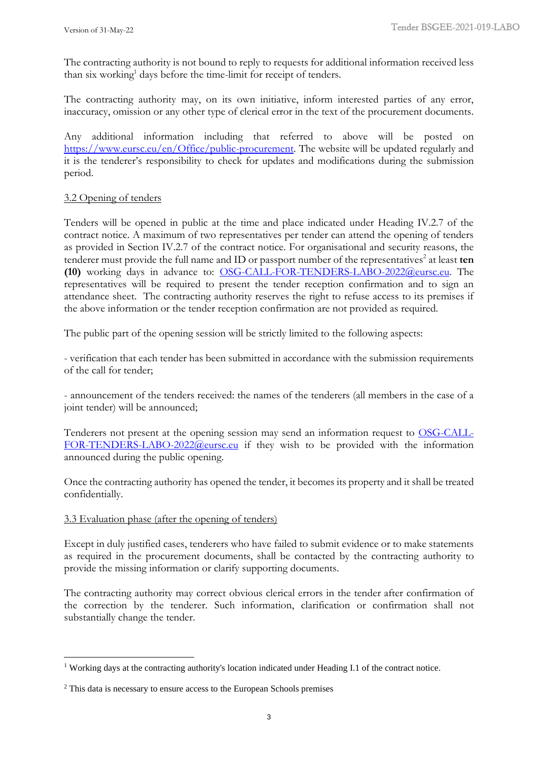The contracting authority is not bound to reply to requests for additional information received less than six working[1] days before the time-limit for receipt of tenders.

The contracting authority may, on its own initiative, inform interested parties of any error, inaccuracy, omission or any other type of clerical error in the text of the procurement documents.

Any additional information including that referred to above will be posted on https://www.eursc.eu/en/Office/public-procurement. The website will be updated regularly and it is the tenderer's responsibility to check for updates and modifications during the submission period.

3.2 Opening of tenders

Tenders will be opened in public at the time and place indicated under Heading IV.2.7 of the contract notice. A maximum of two representatives per tender can attend the opening of tenders as provided in Section IV.2.7 of the contract notice. For organisational and security reasons, the tenderer must provide the full name and ID or passport number of the representatives[2] at least **ten (10)** working days in advance to: OSG-CALL-FOR-TENDERS-LABO-2022@eursc.eu. The representatives will be required to present the tender reception confirmation and to sign an attendance sheet. The contracting authority reserves the right to refuse access to its premises if the above information or the tender reception confirmation are not provided as required.

The public part of the opening session will be strictly limited to the following aspects:

- verification that each tender has been submitted in accordance with the submission requirements of the call for tender;

- announcement of the tenders received: the names of the tenderers (all members in the case of a joint tender) will be announced;

Tenderers not present at the opening session may send an information request to OSG-CALL-FOR-TENDERS-LABO-2022@eursc.eu if they wish to be provided with the information announced during the public opening.

Once the contracting authority has opened the tender, it becomes its property and it shall be treated confidentially.

3.3 Evaluation phase (after the opening of tenders)

Except in duly justified cases, tenderers who have failed to submit evidence or to make statements as required in the procurement documents, shall be contacted by the contracting authority to provide the missing information or clarify supporting documents.

The contracting authority may correct obvious clerical errors in the tender after confirmation of the correction by the tenderer. Such information, clarification or confirmation shall not substantially change the tender.

[1] Working days at the contracting authority's location indicated under Heading I.1 of the contract notice.

[2] This data is necessary to ensure access to the European Schools premises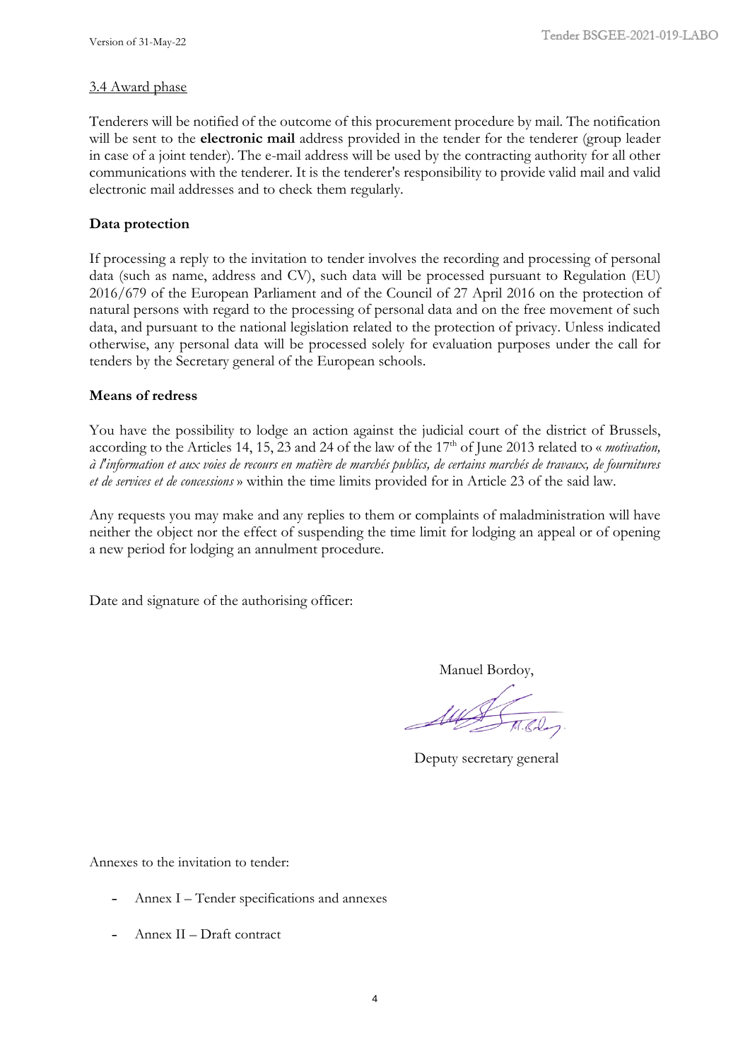3.4 Award phase

Tenderers will be notified of the outcome of this procurement procedure by mail. The notification will be sent to the **electronic mail** address provided in the tender for the tenderer (group leader in case of a joint tender). The e-mail address will be used by the contracting authority for all other communications with the tenderer. It is the tenderer's responsibility to provide valid mail and valid electronic mail addresses and to check them regularly.

**Data protection**

If processing a reply to the invitation to tender involves the recording and processing of personal data (such as name, address and CV), such data will be processed pursuant to Regulation (EU) 2016/679 of the European Parliament and of the Council of 27 April 2016 on the protection of natural persons with regard to the processing of personal data and on the free movement of such data, and pursuant to the national legislation related to the protection of privacy. Unless indicated otherwise, any personal data will be processed solely for evaluation purposes under the call for tenders by the Secretary general of the European schools.

**Means of redress**

You have the possibility to lodge an action against the judicial court of the district of Brussels, according to the Articles 14, 15, 23 and 24 of the law of the 17th of June 2013 related to « *motivation, à l'information et aux voies de recours en matière de marchés publics, de certains marchés de travaux, de fournitures et de services et de concessions* » within the time limits provided for in Article 23 of the said law.

Any requests you may make and any replies to them or complaints of maladministration will have neither the object nor the effect of suspending the time limit for lodging an appeal or of opening a new period for lodging an annulment procedure.

Date and signature of the authorising officer:

Manuel Bordoy,

Deputy secretary general

Annexes to the invitation to tender:

- Annex I – Tender specifications and annexes
- Annex II – Draft contract